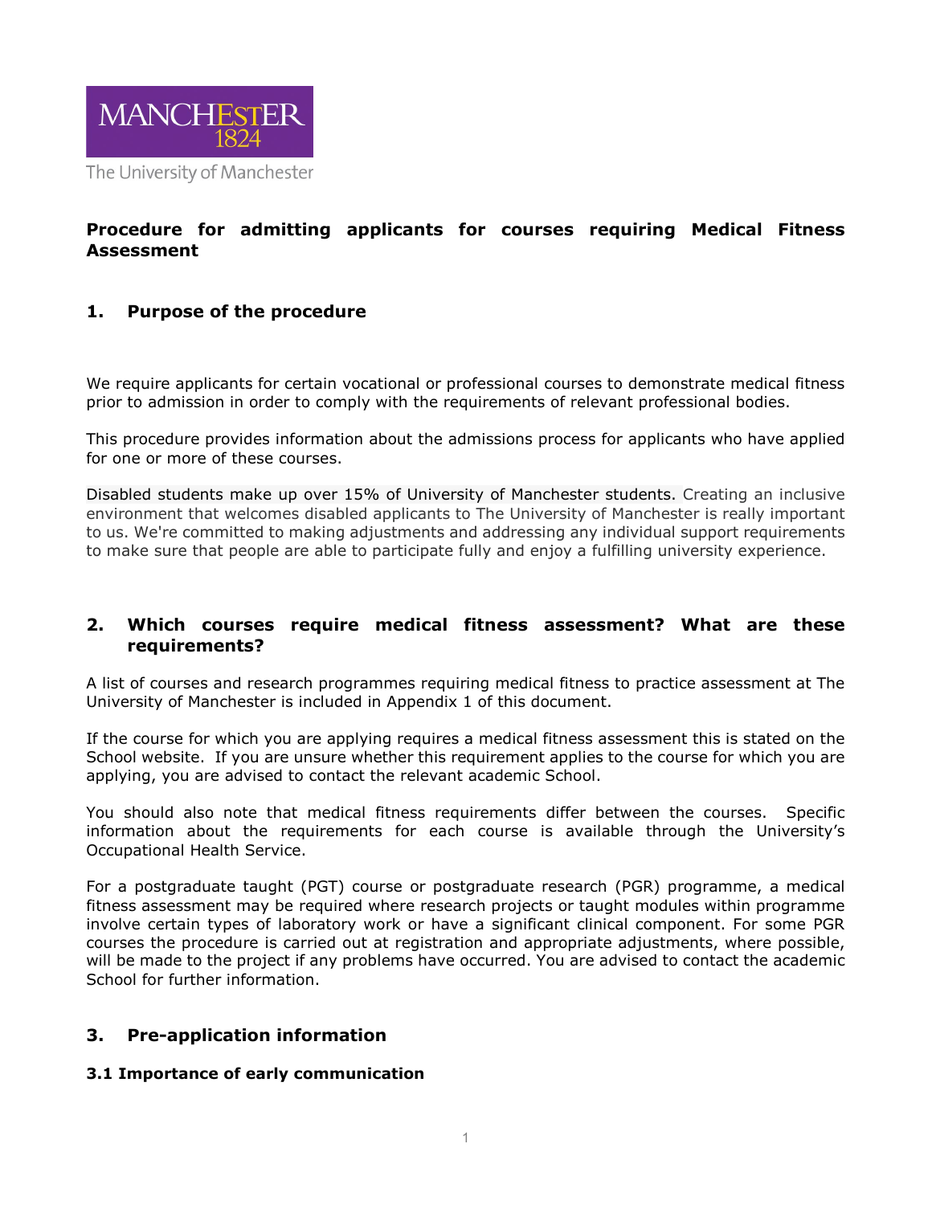MANCHESTER 1824

The University of Manchester

# Procedure for admitting applicants for courses requiring Medical Fitness Assessment

## 1. Purpose of the procedure

We require applicants for certain vocational or professional courses to demonstrate medical fitness prior to admission in order to comply with the requirements of relevant professional bodies.

This procedure provides information about the admissions process for applicants who have applied for one or more of these courses.

Disabled students make up over 15% of University of Manchester students. Creating an inclusive environment that welcomes disabled applicants to The University of Manchester is really important to us. We're committed to making adjustments and addressing any individual support requirements to make sure that people are able to participate fully and enjoy a fulfilling university experience.

## 2. Which courses require medical fitness assessment? What are these requirements?

A list of courses and research programmes requiring medical fitness to practice assessment at The University of Manchester is included in Appendix 1 of this document.

If the course for which you are applying requires a medical fitness assessment this is stated on the School website. If you are unsure whether this requirement applies to the course for which you are applying, you are advised to contact the relevant academic School.

You should also note that medical fitness requirements differ between the courses. Specific information about the requirements for each course is available through the University's Occupational Health Service.

For a postgraduate taught (PGT) course or postgraduate research (PGR) programme, a medical fitness assessment may be required where research projects or taught modules within programme involve certain types of laboratory work or have a significant clinical component. For some PGR courses the procedure is carried out at registration and appropriate adjustments, where possible, will be made to the project if any problems have occurred. You are advised to contact the academic School for further information.

## 3. Pre-application information

### 3.1 Importance of early communication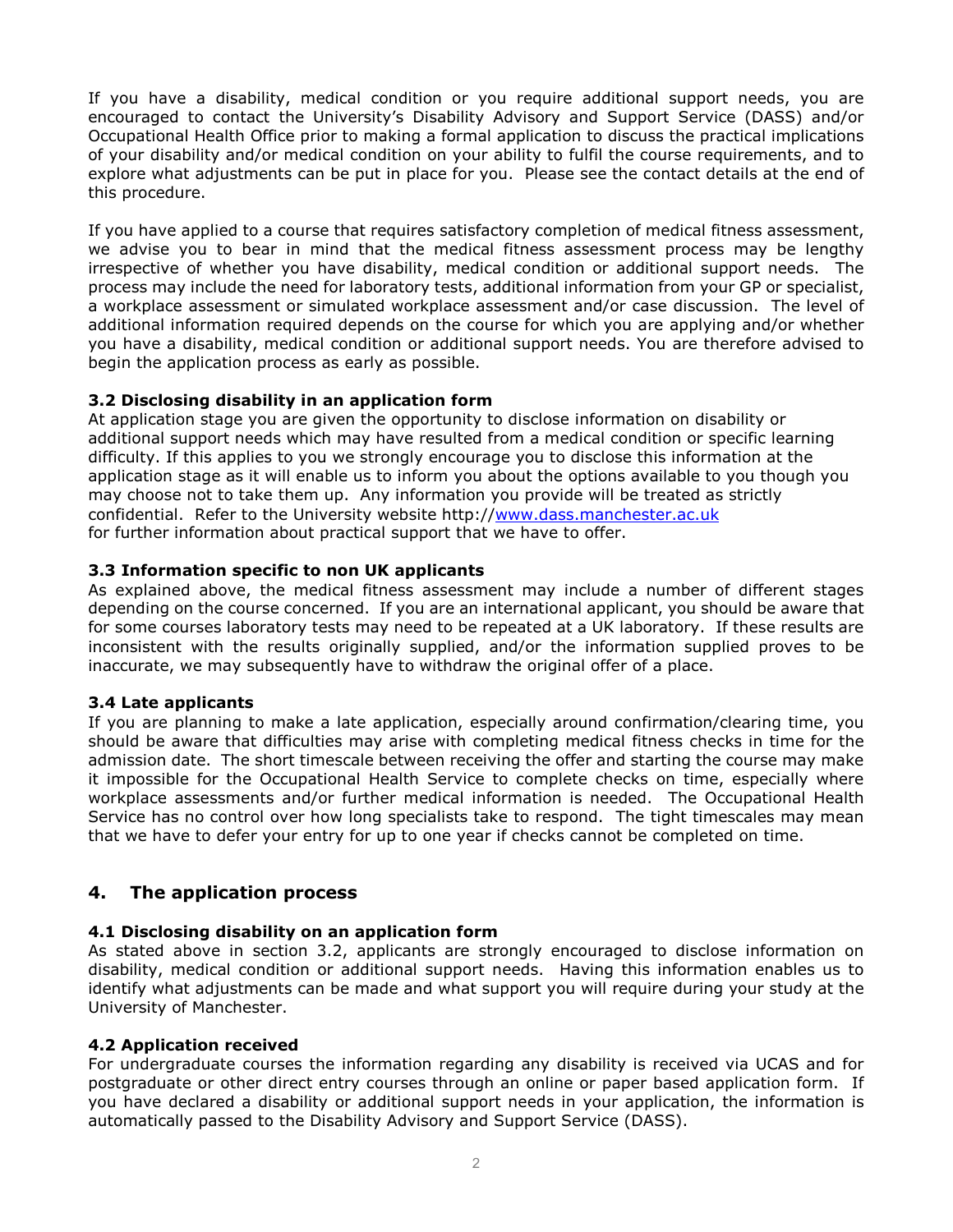If you have a disability, medical condition or you require additional support needs, you are encouraged to contact the University's Disability Advisory and Support Service (DASS) and/or Occupational Health Office prior to making a formal application to discuss the practical implications of your disability and/or medical condition on your ability to fulfil the course requirements, and to explore what adjustments can be put in place for you. Please see the contact details at the end of this procedure.

If you have applied to a course that requires satisfactory completion of medical fitness assessment, we advise you to bear in mind that the medical fitness assessment process may be lengthy irrespective of whether you have disability, medical condition or additional support needs. The process may include the need for laboratory tests, additional information from your GP or specialist, a workplace assessment or simulated workplace assessment and/or case discussion. The level of additional information required depends on the course for which you are applying and/or whether you have a disability, medical condition or additional support needs. You are therefore advised to begin the application process as early as possible.

### 3.2 Disclosing disability in an application form

At application stage you are given the opportunity to disclose information on disability or additional support needs which may have resulted from a medical condition or specific learning difficulty. If this applies to you we strongly encourage you to disclose this information at the application stage as it will enable us to inform you about the options available to you though you may choose not to take them up. Any information you provide will be treated as strictly confidential. Refer to the University website http://www.dass.manchester.ac.uk for further information about practical support that we have to offer.

### 3.3 Information specific to non UK applicants

As explained above, the medical fitness assessment may include a number of different stages depending on the course concerned. If you are an international applicant, you should be aware that for some courses laboratory tests may need to be repeated at a UK laboratory. If these results are inconsistent with the results originally supplied, and/or the information supplied proves to be inaccurate, we may subsequently have to withdraw the original offer of a place.

### 3.4 Late applicants

If you are planning to make a late application, especially around confirmation/clearing time, you should be aware that difficulties may arise with completing medical fitness checks in time for the admission date. The short timescale between receiving the offer and starting the course may make it impossible for the Occupational Health Service to complete checks on time, especially where workplace assessments and/or further medical information is needed. The Occupational Health Service has no control over how long specialists take to respond. The tight timescales may mean that we have to defer your entry for up to one year if checks cannot be completed on time.

## 4. The application process

### 4.1 Disclosing disability on an application form

As stated above in section 3.2, applicants are strongly encouraged to disclose information on disability, medical condition or additional support needs. Having this information enables us to identify what adjustments can be made and what support you will require during your study at the University of Manchester.

### 4.2 Application received

For undergraduate courses the information regarding any disability is received via UCAS and for postgraduate or other direct entry courses through an online or paper based application form. If you have declared a disability or additional support needs in your application, the information is automatically passed to the Disability Advisory and Support Service (DASS).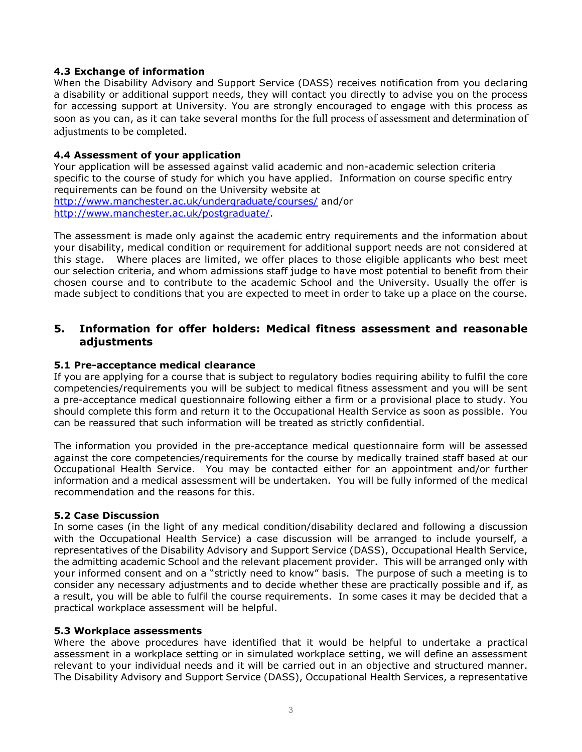### 4.3 Exchange of information

When the Disability Advisory and Support Service (DASS) receives notification from you declaring a disability or additional support needs, they will contact you directly to advise you on the process for accessing support at University. You are strongly encouraged to engage with this process as soon as you can, as it can take several months for the full process of assessment and determination of adjustments to be completed.

### 4.4 Assessment of your application

Your application will be assessed against valid academic and non-academic selection criteria specific to the course of study for which you have applied. Information on course specific entry requirements can be found on the University website at http://www.manchester.ac.uk/undergraduate/courses/ and/or http://www.manchester.ac.uk/postgraduate/.

The assessment is made only against the academic entry requirements and the information about your disability, medical condition or requirement for additional support needs are not considered at this stage. Where places are limited, we offer places to those eligible applicants who best meet our selection criteria, and whom admissions staff judge to have most potential to benefit from their chosen course and to contribute to the academic School and the University. Usually the offer is made subject to conditions that you are expected to meet in order to take up a place on the course.

## 5. Information for offer holders: Medical fitness assessment and reasonable adjustments

### 5.1 Pre-acceptance medical clearance

If you are applying for a course that is subject to regulatory bodies requiring ability to fulfil the core competencies/requirements you will be subject to medical fitness assessment and you will be sent a pre-acceptance medical questionnaire following either a firm or a provisional place to study. You should complete this form and return it to the Occupational Health Service as soon as possible. You can be reassured that such information will be treated as strictly confidential.

The information you provided in the pre-acceptance medical questionnaire form will be assessed against the core competencies/requirements for the course by medically trained staff based at our Occupational Health Service. You may be contacted either for an appointment and/or further information and a medical assessment will be undertaken. You will be fully informed of the medical recommendation and the reasons for this.

### 5.2 Case Discussion

In some cases (in the light of any medical condition/disability declared and following a discussion with the Occupational Health Service) a case discussion will be arranged to include yourself, a representatives of the Disability Advisory and Support Service (DASS), Occupational Health Service, the admitting academic School and the relevant placement provider. This will be arranged only with your informed consent and on a "strictly need to know" basis. The purpose of such a meeting is to consider any necessary adjustments and to decide whether these are practically possible and if, as a result, you will be able to fulfil the course requirements. In some cases it may be decided that a practical workplace assessment will be helpful.

### 5.3 Workplace assessments

Where the above procedures have identified that it would be helpful to undertake a practical assessment in a workplace setting or in simulated workplace setting, we will define an assessment relevant to your individual needs and it will be carried out in an objective and structured manner. The Disability Advisory and Support Service (DASS), Occupational Health Services, a representative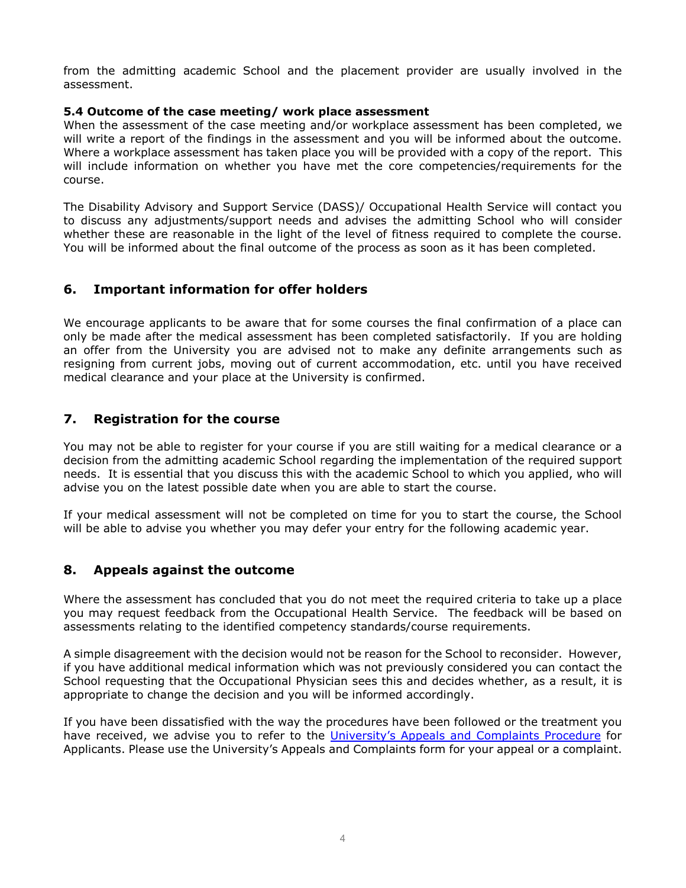from the admitting academic School and the placement provider are usually involved in the assessment.

**5.4 Outcome of the case meeting/ work place assessment**

When the assessment of the case meeting and/or workplace assessment has been completed, we will write a report of the findings in the assessment and you will be informed about the outcome. Where a workplace assessment has taken place you will be provided with a copy of the report. This will include information on whether you have met the core competencies/requirements for the course.

The Disability Advisory and Support Service (DASS)/ Occupational Health Service will contact you to discuss any adjustments/support needs and advises the admitting School who will consider whether these are reasonable in the light of the level of fitness required to complete the course. You will be informed about the final outcome of the process as soon as it has been completed.

## 6. Important information for offer holders

We encourage applicants to be aware that for some courses the final confirmation of a place can only be made after the medical assessment has been completed satisfactorily. If you are holding an offer from the University you are advised not to make any definite arrangements such as resigning from current jobs, moving out of current accommodation, etc. until you have received medical clearance and your place at the University is confirmed.

## 7. Registration for the course

You may not be able to register for your course if you are still waiting for a medical clearance or a decision from the admitting academic School regarding the implementation of the required support needs. It is essential that you discuss this with the academic School to which you applied, who will advise you on the latest possible date when you are able to start the course.

If your medical assessment will not be completed on time for you to start the course, the School will be able to advise you whether you may defer your entry for the following academic year.

## 8. Appeals against the outcome

Where the assessment has concluded that you do not meet the required criteria to take up a place you may request feedback from the Occupational Health Service. The feedback will be based on assessments relating to the identified competency standards/course requirements.

A simple disagreement with the decision would not be reason for the School to reconsider. However, if you have additional medical information which was not previously considered you can contact the School requesting that the Occupational Physician sees this and decides whether, as a result, it is appropriate to change the decision and you will be informed accordingly.

If you have been dissatisfied with the way the procedures have been followed or the treatment you have received, we advise you to refer to the University's Appeals and Complaints Procedure for Applicants. Please use the University's Appeals and Complaints form for your appeal or a complaint.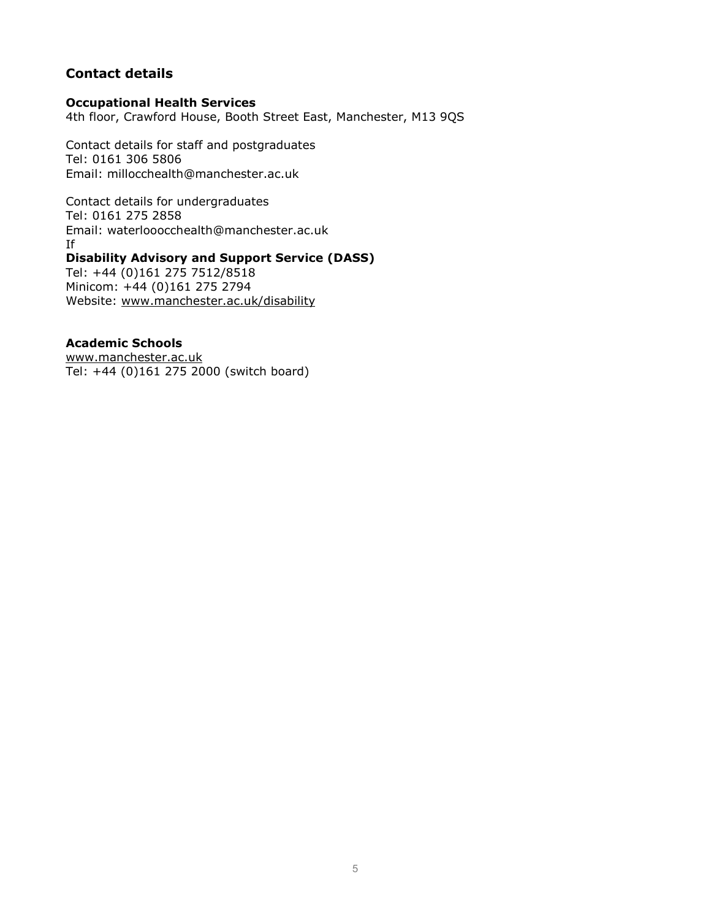## Contact details

**Occupational Health Services**
4th floor, Crawford House, Booth Street East, Manchester, M13 9QS

Contact details for staff and postgraduates
Tel: 0161 306 5806
Email: millocchealth@manchester.ac.uk

Contact details for undergraduates
Tel: 0161 275 2858
Email: waterlooocchealth@manchester.ac.uk
If

**Disability Advisory and Support Service (DASS)**
Tel: +44 (0)161 275 7512/8518
Minicom: +44 (0)161 275 2794
Website: www.manchester.ac.uk/disability

**Academic Schools**
www.manchester.ac.uk
Tel: +44 (0)161 275 2000 (switch board)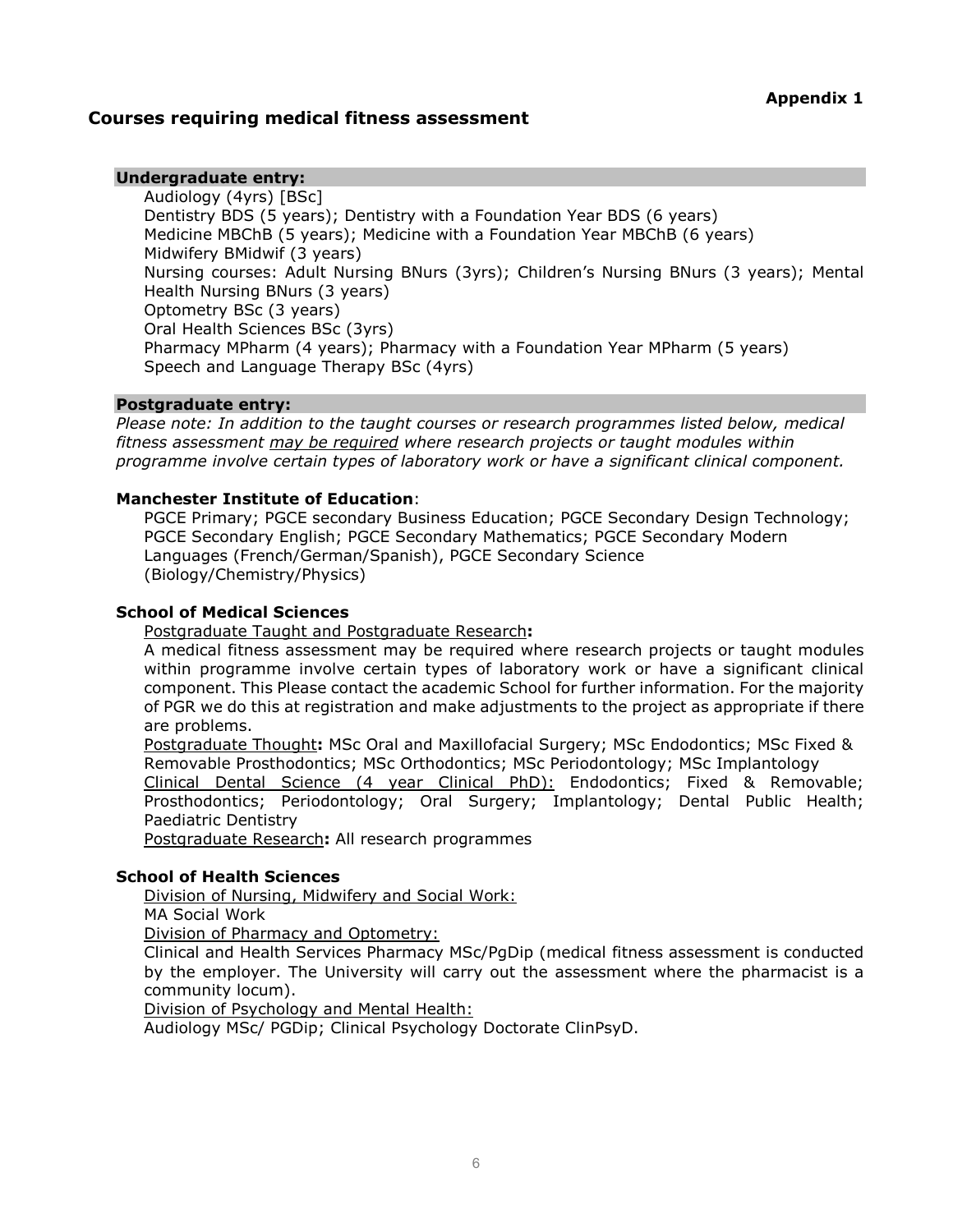**Appendix 1**

## Courses requiring medical fitness assessment

**Undergraduate entry:**

Audiology (4yrs) [BSc]
Dentistry BDS (5 years); Dentistry with a Foundation Year BDS (6 years)
Medicine MBChB (5 years); Medicine with a Foundation Year MBChB (6 years)
Midwifery BMidwif (3 years)
Nursing courses: Adult Nursing BNurs (3yrs); Children's Nursing BNurs (3 years); Mental Health Nursing BNurs (3 years)
Optometry BSc (3 years)
Oral Health Sciences BSc (3yrs)
Pharmacy MPharm (4 years); Pharmacy with a Foundation Year MPharm (5 years)
Speech and Language Therapy BSc (4yrs)

**Postgraduate entry:**

*Please note: In addition to the taught courses or research programmes listed below, medical fitness assessment may be required where research projects or taught modules within programme involve certain types of laboratory work or have a significant clinical component.*

**Manchester Institute of Education**:

PGCE Primary; PGCE secondary Business Education; PGCE Secondary Design Technology; PGCE Secondary English; PGCE Secondary Mathematics; PGCE Secondary Modern Languages (French/German/Spanish), PGCE Secondary Science (Biology/Chemistry/Physics)

**School of Medical Sciences**

Postgraduate Taught and Postgraduate Research**:**
A medical fitness assessment may be required where research projects or taught modules within programme involve certain types of laboratory work or have a significant clinical component. This Please contact the academic School for further information. For the majority of PGR we do this at registration and make adjustments to the project as appropriate if there are problems.

Postgraduate Thought**:** MSc Oral and Maxillofacial Surgery; MSc Endodontics; MSc Fixed & Removable Prosthodontics; MSc Orthodontics; MSc Periodontology; MSc Implantology

Clinical Dental Science (4 year Clinical PhD): Endodontics; Fixed & Removable; Prosthodontics; Periodontology; Oral Surgery; Implantology; Dental Public Health; Paediatric Dentistry

Postgraduate Research**:** All research programmes

**School of Health Sciences**

Division of Nursing, Midwifery and Social Work:
MA Social Work

Division of Pharmacy and Optometry:
Clinical and Health Services Pharmacy MSc/PgDip (medical fitness assessment is conducted by the employer. The University will carry out the assessment where the pharmacist is a community locum).

Division of Psychology and Mental Health:
Audiology MSc/ PGDip; Clinical Psychology Doctorate ClinPsyD.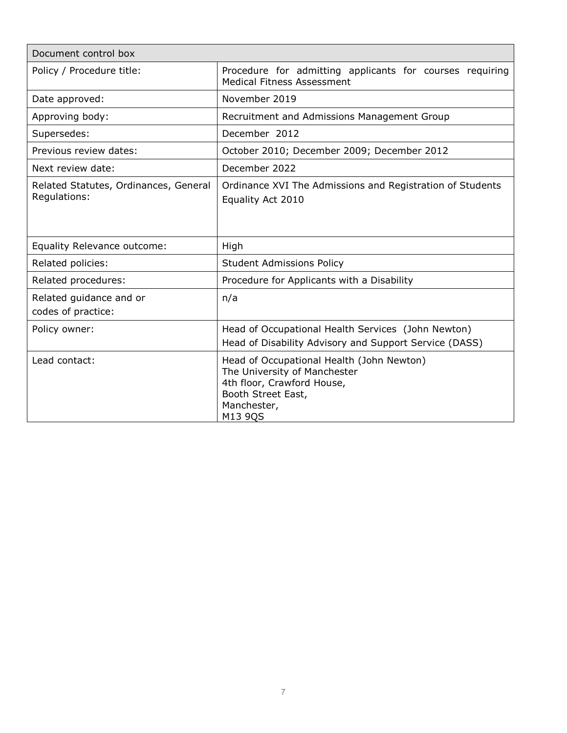| Document control box | |
|---|---|
| Policy / Procedure title: | Procedure for admitting applicants for courses requiring Medical Fitness Assessment |
| Date approved: | November 2019 |
| Approving body: | Recruitment and Admissions Management Group |
| Supersedes: | December 2012 |
| Previous review dates: | October 2010; December 2009; December 2012 |
| Next review date: | December 2022 |
| Related Statutes, Ordinances, General Regulations: | Ordinance XVI The Admissions and Registration of Students<br>Equality Act 2010 |
| Equality Relevance outcome: | High |
| Related policies: | Student Admissions Policy |
| Related procedures: | Procedure for Applicants with a Disability |
| Related guidance and or codes of practice: | n/a |
| Policy owner: | Head of Occupational Health Services (John Newton)<br>Head of Disability Advisory and Support Service (DASS) |
| Lead contact: | Head of Occupational Health (John Newton)<br>The University of Manchester<br>4th floor, Crawford House,<br>Booth Street East,<br>Manchester,<br>M13 9QS |